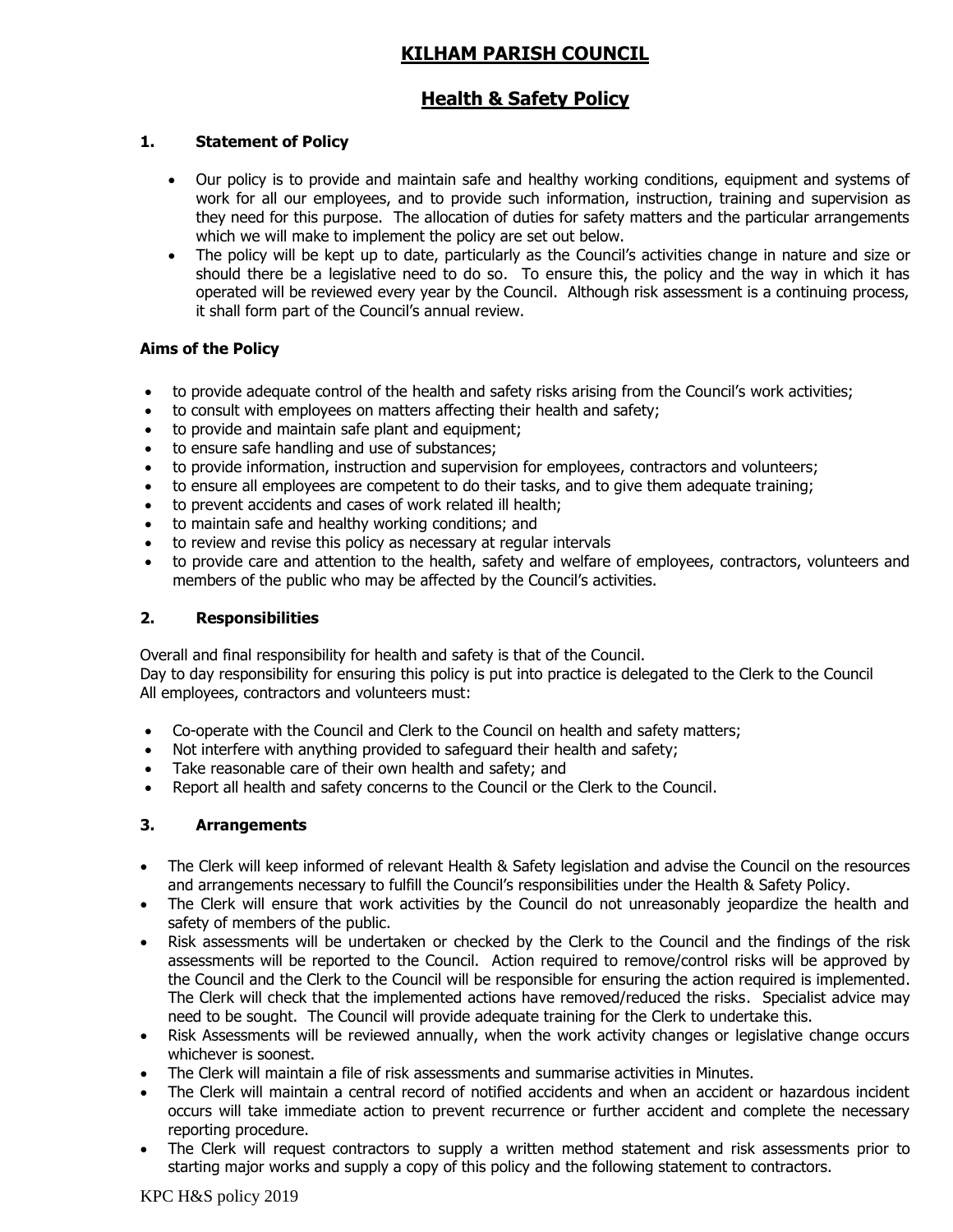# KILHAM PARISH COUNCIL

## Health & Safety Policy

### 1. Statement of Policy

- Our policy is to provide and maintain safe and healthy working conditions, equipment and systems of work for all our employees, and to provide such information, instruction, training and supervision as they need for this purpose. The allocation of duties for safety matters and the particular arrangements which we will make to implement the policy are set out below.
- The policy will be kept up to date, particularly as the Council's activities change in nature and size or should there be a legislative need to do so. To ensure this, the policy and the way in which it has operated will be reviewed every year by the Council. Although risk assessment is a continuing process, it shall form part of the Council's annual review.

**Aims of the Policy**

- to provide adequate control of the health and safety risks arising from the Council's work activities;
- to consult with employees on matters affecting their health and safety;
- to provide and maintain safe plant and equipment;
- to ensure safe handling and use of substances;
- to provide information, instruction and supervision for employees, contractors and volunteers;
- to ensure all employees are competent to do their tasks, and to give them adequate training;
- to prevent accidents and cases of work related ill health;
- to maintain safe and healthy working conditions; and
- to review and revise this policy as necessary at regular intervals
- to provide care and attention to the health, safety and welfare of employees, contractors, volunteers and members of the public who may be affected by the Council's activities.

### 2. Responsibilities

Overall and final responsibility for health and safety is that of the Council.
Day to day responsibility for ensuring this policy is put into practice is delegated to the Clerk to the Council
All employees, contractors and volunteers must:

- Co-operate with the Council and Clerk to the Council on health and safety matters;
- Not interfere with anything provided to safeguard their health and safety;
- Take reasonable care of their own health and safety; and
- Report all health and safety concerns to the Council or the Clerk to the Council.

### 3. Arrangements

- The Clerk will keep informed of relevant Health & Safety legislation and advise the Council on the resources and arrangements necessary to fulfill the Council's responsibilities under the Health & Safety Policy.
- The Clerk will ensure that work activities by the Council do not unreasonably jeopardize the health and safety of members of the public.
- Risk assessments will be undertaken or checked by the Clerk to the Council and the findings of the risk assessments will be reported to the Council. Action required to remove/control risks will be approved by the Council and the Clerk to the Council will be responsible for ensuring the action required is implemented. The Clerk will check that the implemented actions have removed/reduced the risks. Specialist advice may need to be sought. The Council will provide adequate training for the Clerk to undertake this.
- Risk Assessments will be reviewed annually, when the work activity changes or legislative change occurs whichever is soonest.
- The Clerk will maintain a file of risk assessments and summarise activities in Minutes.
- The Clerk will maintain a central record of notified accidents and when an accident or hazardous incident occurs will take immediate action to prevent recurrence or further accident and complete the necessary reporting procedure.
- The Clerk will request contractors to supply a written method statement and risk assessments prior to starting major works and supply a copy of this policy and the following statement to contractors.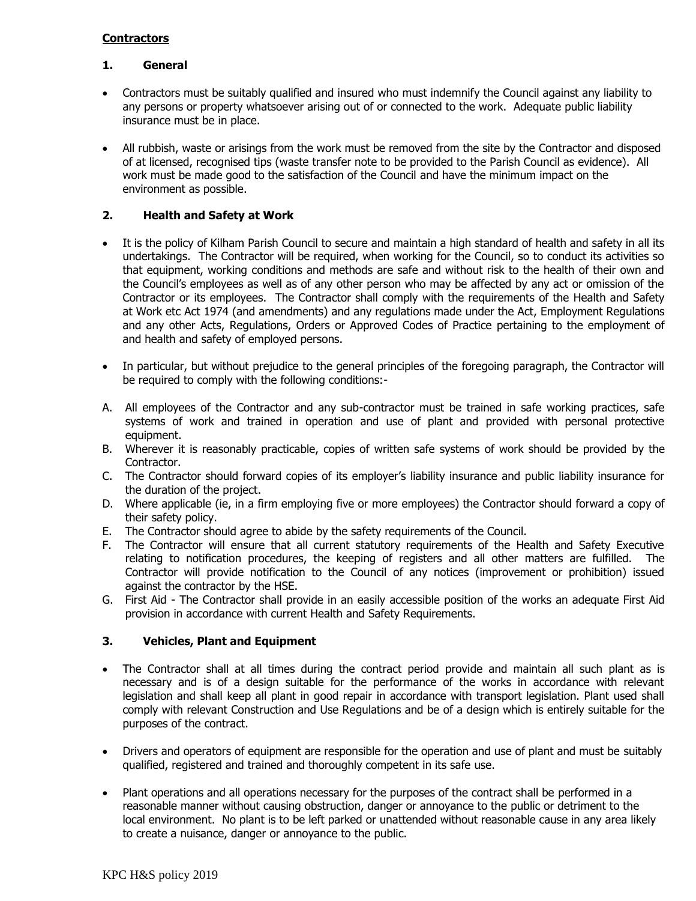**Contractors**

## 1. General

- Contractors must be suitably qualified and insured who must indemnify the Council against any liability to any persons or property whatsoever arising out of or connected to the work. Adequate public liability insurance must be in place.
- All rubbish, waste or arisings from the work must be removed from the site by the Contractor and disposed of at licensed, recognised tips (waste transfer note to be provided to the Parish Council as evidence). All work must be made good to the satisfaction of the Council and have the minimum impact on the environment as possible.

## 2. Health and Safety at Work

- It is the policy of Kilham Parish Council to secure and maintain a high standard of health and safety in all its undertakings. The Contractor will be required, when working for the Council, so to conduct its activities so that equipment, working conditions and methods are safe and without risk to the health of their own and the Council's employees as well as of any other person who may be affected by any act or omission of the Contractor or its employees. The Contractor shall comply with the requirements of the Health and Safety at Work etc Act 1974 (and amendments) and any regulations made under the Act, Employment Regulations and any other Acts, Regulations, Orders or Approved Codes of Practice pertaining to the employment of and health and safety of employed persons.
- In particular, but without prejudice to the general principles of the foregoing paragraph, the Contractor will be required to comply with the following conditions:-

A. All employees of the Contractor and any sub-contractor must be trained in safe working practices, safe systems of work and trained in operation and use of plant and provided with personal protective equipment.
B. Wherever it is reasonably practicable, copies of written safe systems of work should be provided by the Contractor.
C. The Contractor should forward copies of its employer's liability insurance and public liability insurance for the duration of the project.
D. Where applicable (ie, in a firm employing five or more employees) the Contractor should forward a copy of their safety policy.
E. The Contractor should agree to abide by the safety requirements of the Council.
F. The Contractor will ensure that all current statutory requirements of the Health and Safety Executive relating to notification procedures, the keeping of registers and all other matters are fulfilled. The Contractor will provide notification to the Council of any notices (improvement or prohibition) issued against the contractor by the HSE.
G. First Aid - The Contractor shall provide in an easily accessible position of the works an adequate First Aid provision in accordance with current Health and Safety Requirements.

## 3. Vehicles, Plant and Equipment

- The Contractor shall at all times during the contract period provide and maintain all such plant as is necessary and is of a design suitable for the performance of the works in accordance with relevant legislation and shall keep all plant in good repair in accordance with transport legislation. Plant used shall comply with relevant Construction and Use Regulations and be of a design which is entirely suitable for the purposes of the contract.
- Drivers and operators of equipment are responsible for the operation and use of plant and must be suitably qualified, registered and trained and thoroughly competent in its safe use.
- Plant operations and all operations necessary for the purposes of the contract shall be performed in a reasonable manner without causing obstruction, danger or annoyance to the public or detriment to the local environment. No plant is to be left parked or unattended without reasonable cause in any area likely to create a nuisance, danger or annoyance to the public.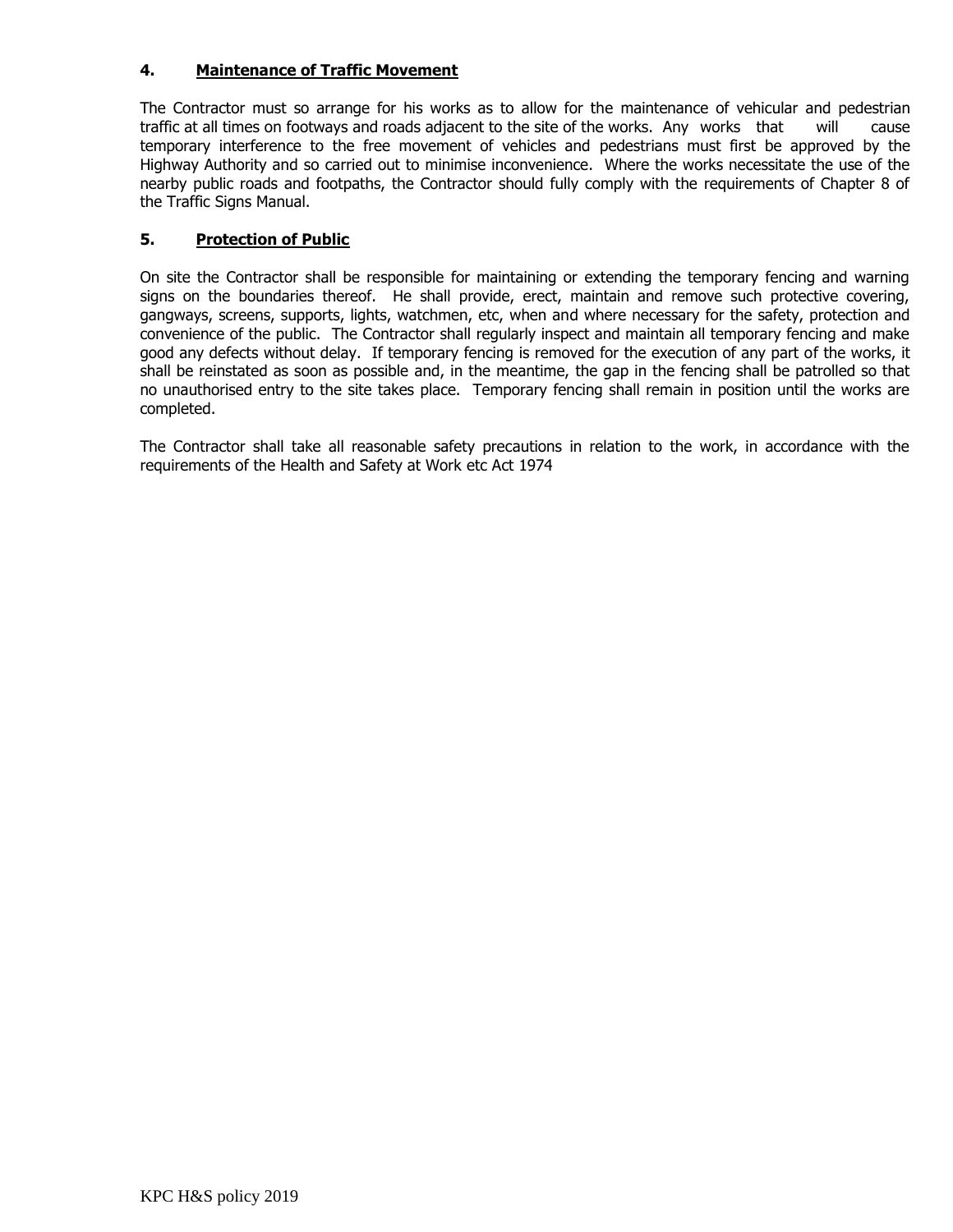## 4. Maintenance of Traffic Movement

The Contractor must so arrange for his works as to allow for the maintenance of vehicular and pedestrian traffic at all times on footways and roads adjacent to the site of the works. Any works that will cause temporary interference to the free movement of vehicles and pedestrians must first be approved by the Highway Authority and so carried out to minimise inconvenience. Where the works necessitate the use of the nearby public roads and footpaths, the Contractor should fully comply with the requirements of Chapter 8 of the Traffic Signs Manual.

## 5. Protection of Public

On site the Contractor shall be responsible for maintaining or extending the temporary fencing and warning signs on the boundaries thereof. He shall provide, erect, maintain and remove such protective covering, gangways, screens, supports, lights, watchmen, etc, when and where necessary for the safety, protection and convenience of the public. The Contractor shall regularly inspect and maintain all temporary fencing and make good any defects without delay. If temporary fencing is removed for the execution of any part of the works, it shall be reinstated as soon as possible and, in the meantime, the gap in the fencing shall be patrolled so that no unauthorised entry to the site takes place. Temporary fencing shall remain in position until the works are completed.

The Contractor shall take all reasonable safety precautions in relation to the work, in accordance with the requirements of the Health and Safety at Work etc Act 1974